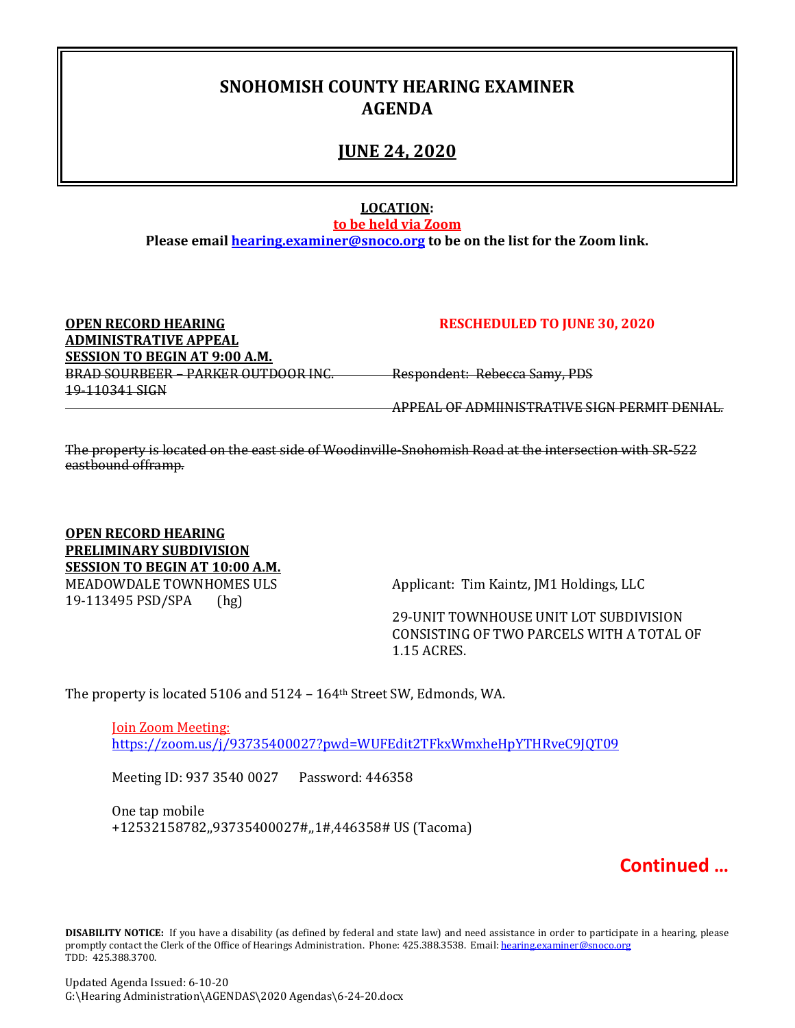# SNOHOMISH COUNTY HEARING EXAMINER AGENDA

## JUNE 24, 2020

**LOCATION:**

**to be held via Zoom**

**Please email hearing.examiner@snoco.org to be on the list for the Zoom link.**

**OPEN RECORD HEARING**
**ADMINISTRATIVE APPEAL**
**SESSION TO BEGIN AT 9:00 A.M.**

**RESCHEDULED TO JUNE 30, 2020**

~~BRAD SOURBEER – PARKER OUTDOOR INC.~~
~~19-110341 SIGN~~

~~Respondent: Rebecca Samy, PDS~~

~~APPEAL OF ADMIINISTRATIVE SIGN PERMIT DENIAL.~~

~~The property is located on the east side of Woodinville-Snohomish Road at the intersection with SR-522 eastbound offramp.~~

**OPEN RECORD HEARING**
**PRELIMINARY SUBDIVISION**
**SESSION TO BEGIN AT 10:00 A.M.**

MEADOWDALE TOWNHOMES ULS
19-113495 PSD/SPA (hg)

Applicant: Tim Kaintz, JM1 Holdings, LLC

29-UNIT TOWNHOUSE UNIT LOT SUBDIVISION CONSISTING OF TWO PARCELS WITH A TOTAL OF 1.15 ACRES.

The property is located 5106 and 5124 – 164th Street SW, Edmonds, WA.

Join Zoom Meeting:
https://zoom.us/j/93735400027?pwd=WUFEdit2TFkxWmxheHpYTHRveC9JQT09

Meeting ID: 937 3540 0027 Password: 446358

One tap mobile
+12532158782,,93735400027#,,1#,446358# US (Tacoma)

**Continued …**

**DISABILITY NOTICE:** If you have a disability (as defined by federal and state law) and need assistance in order to participate in a hearing, please promptly contact the Clerk of the Office of Hearings Administration. Phone: 425.388.3538. Email: hearing.examiner@snoco.org
TDD: 425.388.3700.

Updated Agenda Issued: 6-10-20
G:\Hearing Administration\AGENDAS\2020 Agendas\6-24-20.docx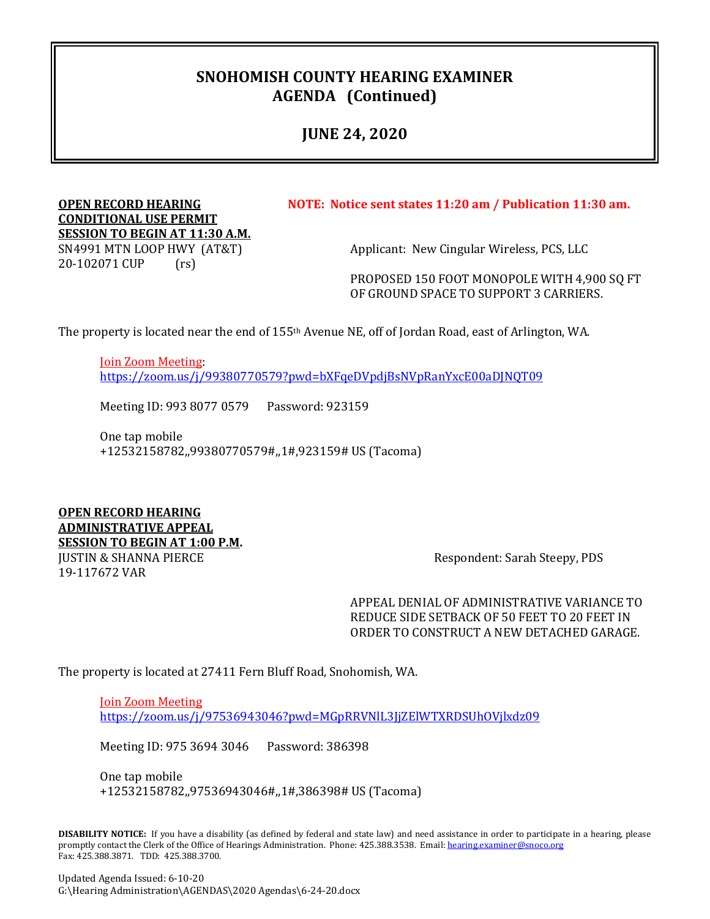# SNOHOMISH COUNTY HEARING EXAMINER
# AGENDA (Continued)

## JUNE 24, 2020

**OPEN RECORD HEARING**
**CONDITIONAL USE PERMIT**
**SESSION TO BEGIN AT 11:30 A.M.**

**NOTE: Notice sent states 11:20 am / Publication 11:30 am.**

SN4991 MTN LOOP HWY (AT&T)
20-102071 CUP (rs)

Applicant: New Cingular Wireless, PCS, LLC

PROPOSED 150 FOOT MONOPOLE WITH 4,900 SQ FT OF GROUND SPACE TO SUPPORT 3 CARRIERS.

The property is located near the end of 155th Avenue NE, off of Jordan Road, east of Arlington, WA.

Join Zoom Meeting:
https://zoom.us/j/99380770579?pwd=bXFqeDVpdjBsNVpRanYxcE00aDJNQT09

Meeting ID: 993 8077 0579 Password: 923159

One tap mobile
+12532158782,,99380770579#,,1#,923159# US (Tacoma)

**OPEN RECORD HEARING**
**ADMINISTRATIVE APPEAL**
**SESSION TO BEGIN AT 1:00 P.M.**

JUSTIN & SHANNA PIERCE
19-117672 VAR

Respondent: Sarah Steepy, PDS

APPEAL DENIAL OF ADMINISTRATIVE VARIANCE TO REDUCE SIDE SETBACK OF 50 FEET TO 20 FEET IN ORDER TO CONSTRUCT A NEW DETACHED GARAGE.

The property is located at 27411 Fern Bluff Road, Snohomish, WA.

Join Zoom Meeting
https://zoom.us/j/97536943046?pwd=MGpRRVNlL3JjZElWTXRDSUhOVjlxdz09

Meeting ID: 975 3694 3046 Password: 386398

One tap mobile
+12532158782,,97536943046#,,1#,386398# US (Tacoma)

**DISABILITY NOTICE:** If you have a disability (as defined by federal and state law) and need assistance in order to participate in a hearing, please promptly contact the Clerk of the Office of Hearings Administration. Phone: 425.388.3538. Email: hearing.examiner@snoco.org
Fax: 425.388.3871. TDD: 425.388.3700.

Updated Agenda Issued: 6-10-20
G:\Hearing Administration\AGENDAS\2020 Agendas\6-24-20.docx